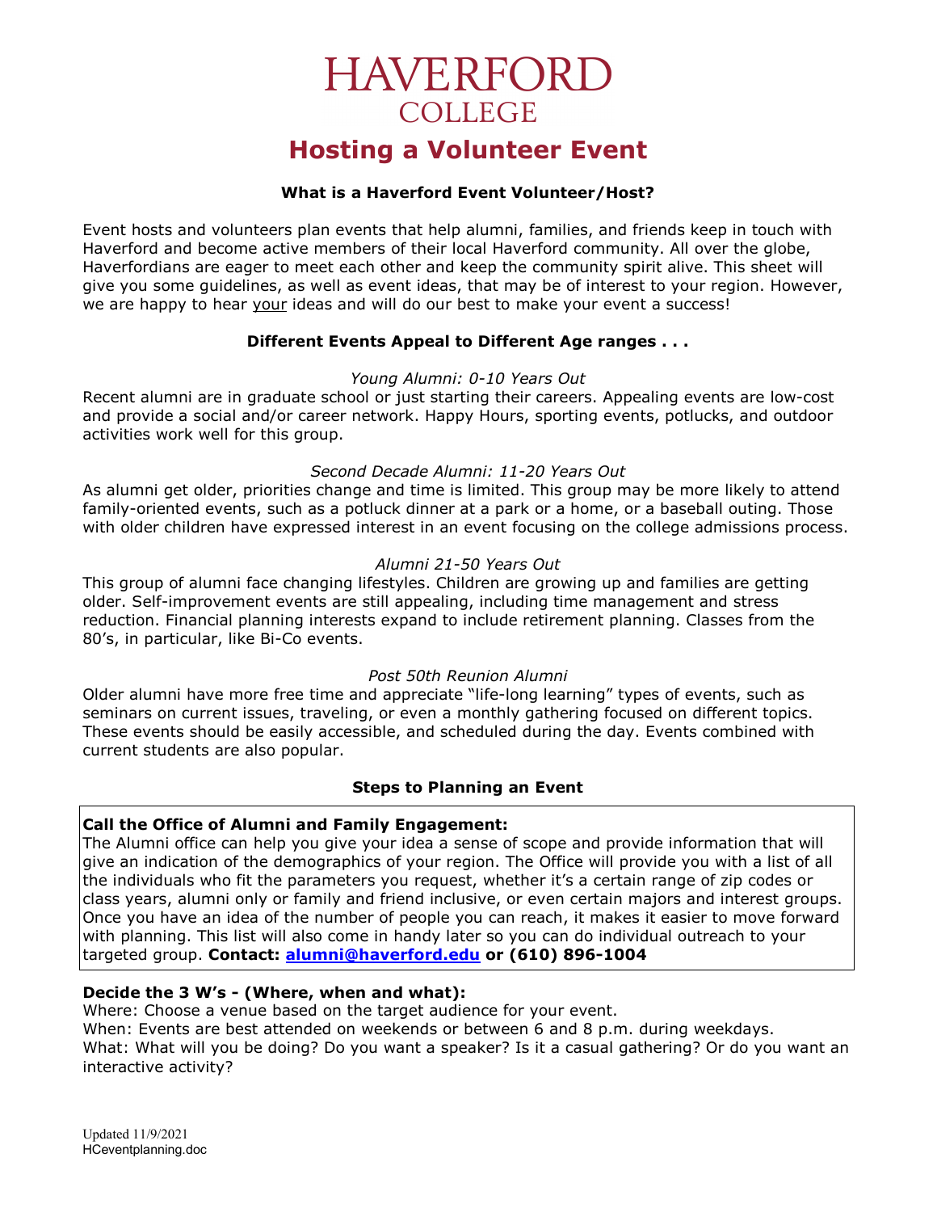# HAVERFORD
## COLLEGE

# Hosting a Volunteer Event

### What is a Haverford Event Volunteer/Host?

Event hosts and volunteers plan events that help alumni, families, and friends keep in touch with Haverford and become active members of their local Haverford community. All over the globe, Haverfordians are eager to meet each other and keep the community spirit alive. This sheet will give you some guidelines, as well as event ideas, that may be of interest to your region. However, we are happy to hear your ideas and will do our best to make your event a success!

### Different Events Appeal to Different Age ranges . . .

*Young Alumni: 0-10 Years Out*

Recent alumni are in graduate school or just starting their careers. Appealing events are low-cost and provide a social and/or career network. Happy Hours, sporting events, potlucks, and outdoor activities work well for this group.

*Second Decade Alumni: 11-20 Years Out*

As alumni get older, priorities change and time is limited. This group may be more likely to attend family-oriented events, such as a potluck dinner at a park or a home, or a baseball outing. Those with older children have expressed interest in an event focusing on the college admissions process.

*Alumni 21-50 Years Out*

This group of alumni face changing lifestyles. Children are growing up and families are getting older. Self-improvement events are still appealing, including time management and stress reduction. Financial planning interests expand to include retirement planning. Classes from the 80's, in particular, like Bi-Co events.

*Post 50th Reunion Alumni*

Older alumni have more free time and appreciate "life-long learning" types of events, such as seminars on current issues, traveling, or even a monthly gathering focused on different topics. These events should be easily accessible, and scheduled during the day. Events combined with current students are also popular.

### Steps to Planning an Event

**Call the Office of Alumni and Family Engagement:**
The Alumni office can help you give your idea a sense of scope and provide information that will give an indication of the demographics of your region. The Office will provide you with a list of all the individuals who fit the parameters you request, whether it's a certain range of zip codes or class years, alumni only or family and friend inclusive, or even certain majors and interest groups. Once you have an idea of the number of people you can reach, it makes it easier to move forward with planning. This list will also come in handy later so you can do individual outreach to your targeted group. **Contact: alumni@haverford.edu or (610) 896-1004**

**Decide the 3 W's - (Where, when and what):**
Where: Choose a venue based on the target audience for your event.
When: Events are best attended on weekends or between 6 and 8 p.m. during weekdays.
What: What will you be doing? Do you want a speaker? Is it a casual gathering? Or do you want an interactive activity?

Updated 11/9/2021
HCeventplanning.doc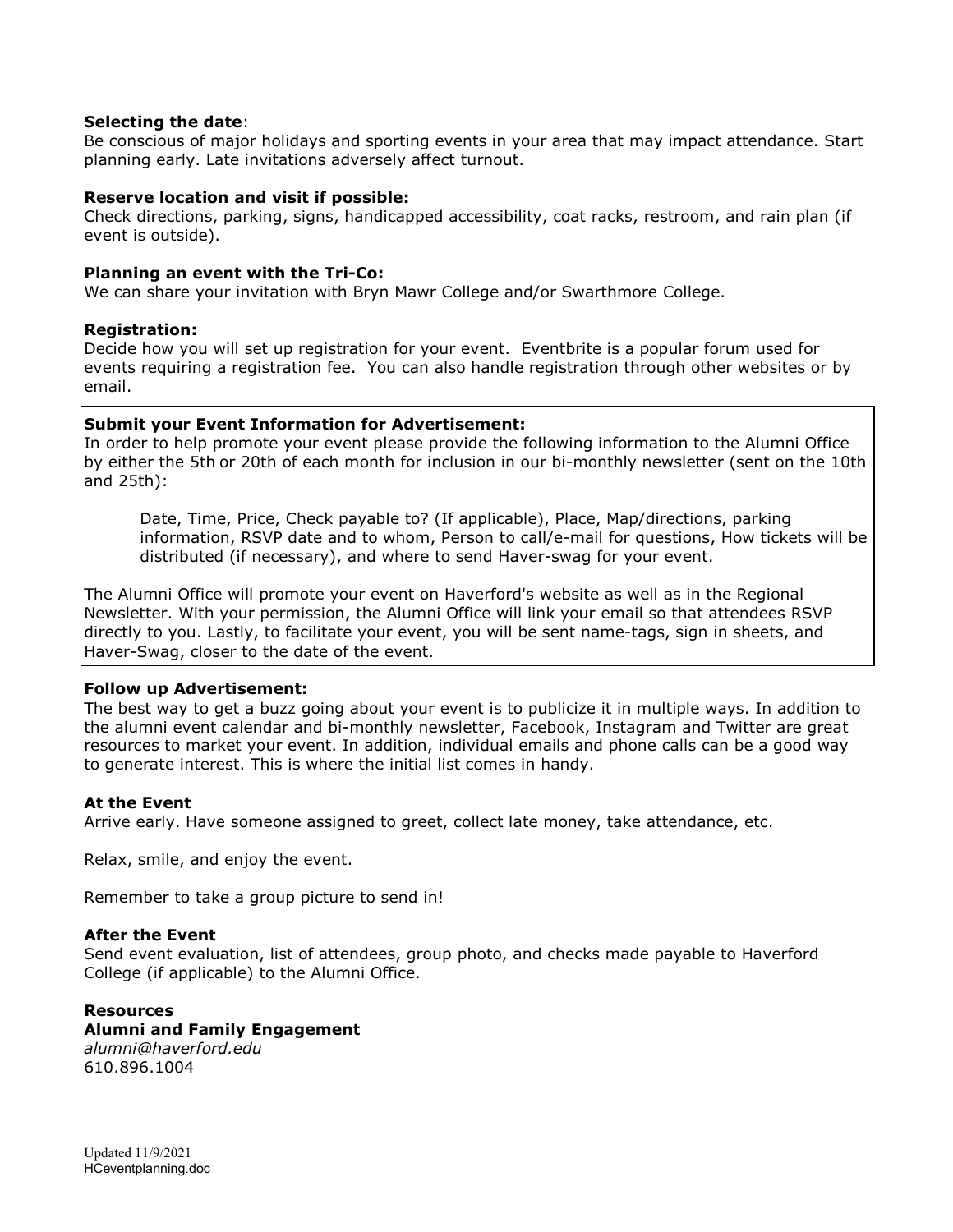**Selecting the date**:
Be conscious of major holidays and sporting events in your area that may impact attendance. Start planning early. Late invitations adversely affect turnout.

**Reserve location and visit if possible:**
Check directions, parking, signs, handicapped accessibility, coat racks, restroom, and rain plan (if event is outside).

**Planning an event with the Tri-Co:**
We can share your invitation with Bryn Mawr College and/or Swarthmore College.

**Registration:**
Decide how you will set up registration for your event. Eventbrite is a popular forum used for events requiring a registration fee. You can also handle registration through other websites or by email.

**Submit your Event Information for Advertisement:**
In order to help promote your event please provide the following information to the Alumni Office by either the 5th or 20th of each month for inclusion in our bi-monthly newsletter (sent on the 10th and 25th):

> Date, Time, Price, Check payable to? (If applicable), Place, Map/directions, parking information, RSVP date and to whom, Person to call/e-mail for questions, How tickets will be distributed (if necessary), and where to send Haver-swag for your event.

The Alumni Office will promote your event on Haverford's website as well as in the Regional Newsletter. With your permission, the Alumni Office will link your email so that attendees RSVP directly to you. Lastly, to facilitate your event, you will be sent name-tags, sign in sheets, and Haver-Swag, closer to the date of the event.

**Follow up Advertisement:**
The best way to get a buzz going about your event is to publicize it in multiple ways. In addition to the alumni event calendar and bi-monthly newsletter, Facebook, Instagram and Twitter are great resources to market your event. In addition, individual emails and phone calls can be a good way to generate interest. This is where the initial list comes in handy.

**At the Event**
Arrive early. Have someone assigned to greet, collect late money, take attendance, etc.

Relax, smile, and enjoy the event.

Remember to take a group picture to send in!

**After the Event**
Send event evaluation, list of attendees, group photo, and checks made payable to Haverford College (if applicable) to the Alumni Office.

**Resources**
**Alumni and Family Engagement**
*alumni@haverford.edu*
610.896.1004

Updated 11/9/2021
HCeventplanning.doc